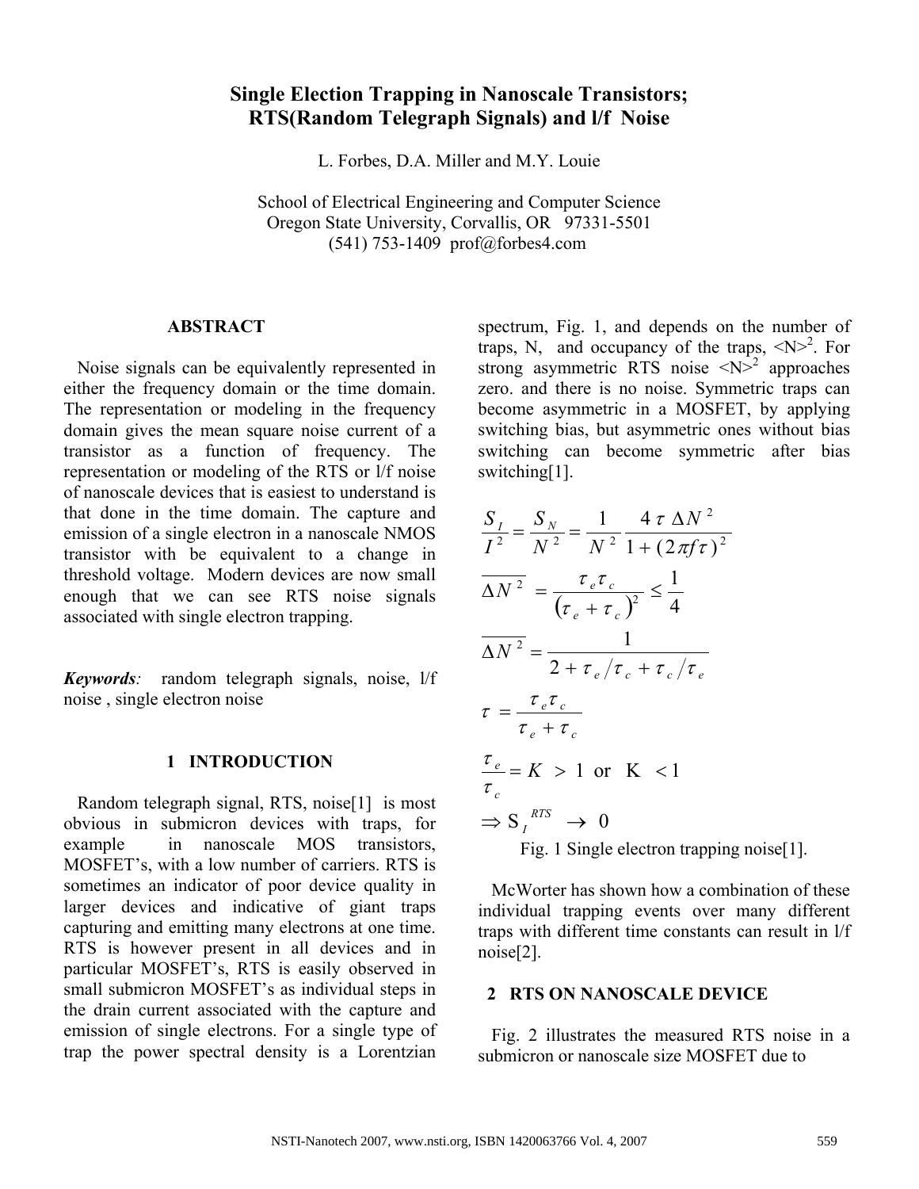# Single Election Trapping in Nanoscale Transistors; RTS(Random Telegraph Signals) and l/f Noise

L. Forbes, D.A. Miller and M.Y. Louie

School of Electrical Engineering and Computer Science
Oregon State University, Corvallis, OR 97331-5501
(541) 753-1409 prof@forbes4.com

## ABSTRACT

Noise signals can be equivalently represented in either the frequency domain or the time domain. The representation or modeling in the frequency domain gives the mean square noise current of a transistor as a function of frequency. The representation or modeling of the RTS or l/f noise of nanoscale devices that is easiest to understand is that done in the time domain. The capture and emission of a single electron in a nanoscale NMOS transistor with be equivalent to a change in threshold voltage. Modern devices are now small enough that we can see RTS noise signals associated with single electron trapping.

***Keywords**:* random telegraph signals, noise, l/f noise , single electron noise

## 1 INTRODUCTION

Random telegraph signal, RTS, noise[1] is most obvious in submicron devices with traps, for example in nanoscale MOS transistors, MOSFET's, with a low number of carriers. RTS is sometimes an indicator of poor device quality in larger devices and indicative of giant traps capturing and emitting many electrons at one time. RTS is however present in all devices and in particular MOSFET's, RTS is easily observed in small submicron MOSFET's as individual steps in the drain current associated with the capture and emission of single electrons. For a single type of trap the power spectral density is a Lorentzian spectrum, Fig. 1, and depends on the number of traps, N, and occupancy of the traps, $\langle N \rangle^2$. For strong asymmetric RTS noise $\langle N \rangle^2$ approaches zero. and there is no noise. Symmetric traps can become asymmetric in a MOSFET, by applying switching bias, but asymmetric ones without bias switching can become symmetric after bias switching[1].

$$\frac{S_I}{I^2} = \frac{S_N}{N^2} = \frac{1}{N^2} \frac{4\,\tau\,\Delta N^2}{1 + (2\pi f \tau)^2}$$

$$\overline{\Delta N^2} = \frac{\tau_e \tau_c}{(\tau_e + \tau_c)^2} \leq \frac{1}{4}$$

$$\overline{\Delta N^2} = \frac{1}{2 + \tau_e/\tau_c + \tau_c/\tau_e}$$

$$\tau = \frac{\tau_e \tau_c}{\tau_e + \tau_c}$$

$$\frac{\tau_e}{\tau_c} = K > 1 \text{ or } K < 1$$

$$\Rightarrow S_I^{RTS} \rightarrow 0$$

Fig. 1 Single electron trapping noise[1].

McWorter has shown how a combination of these individual trapping events over many different traps with different time constants can result in l/f noise[2].

## 2 RTS ON NANOSCALE DEVICE

Fig. 2 illustrates the measured RTS noise in a submicron or nanoscale size MOSFET due to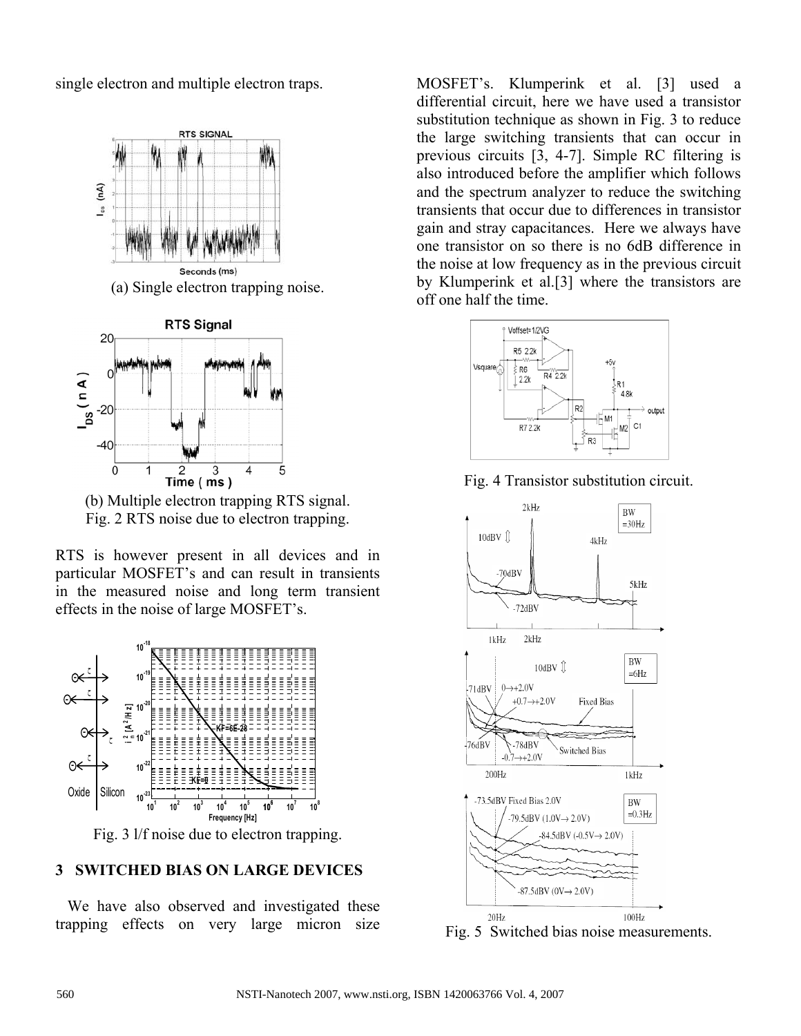single electron and multiple electron traps.

RTS SIGNAL

$I_{ds}$ (nA)

Seconds (ms)

(a) Single electron trapping noise.

RTS Signal

$I_{DS}$ ( n A )

Time ( ms )

(b) Multiple electron trapping RTS signal.

Fig. 2 RTS noise due to electron trapping.

RTS is however present in all devices and in particular MOSFET's and can result in transients in the measured noise and long term transient effects in the noise of large MOSFET's.

Oxide Silicon

$i_n^2$ [$A^2$/Hz]

KF=6E-28

KF=0

Frequency [Hz]

Fig. 3 l/f noise due to electron trapping.

## 3 SWITCHED BIAS ON LARGE DEVICES

We have also observed and investigated these trapping effects on very large micron size MOSFET's. Klumperink et al. [3] used a differential circuit, here we have used a transistor substitution technique as shown in Fig. 3 to reduce the large switching transients that can occur in previous circuits [3, 4-7]. Simple RC filtering is also introduced before the amplifier which follows and the spectrum analyzer to reduce the switching transients that occur due to differences in transistor gain and stray capacitances. Here we always have one transistor on so there is no 6dB difference in the noise at low frequency as in the previous circuit by Klumperink et al.[3] where the transistors are off one half the time.

Voffset=1/2VG

Vsquare

R5 2.2k

R6 2.2k

R4 2.2k

R7 2.2K

R2

R3

+5v

R1 4.8k

M1

M2

C1

output

Fig. 4 Transistor substitution circuit.

2kHz

BW =30Hz

10dBV

4kHz

-70dBV

5kHz

-72dBV

1kHz 2kHz

BW =6Hz

10dBV

-71dBV 0→+2.0V

+0.7→+2.0V

Fixed Bias

-76dBV

-78dBV

-0.7→+2.0V

Switched Bias

200Hz 1kHz

-73.5dBV Fixed Bias 2.0V

BW =0.3Hz

-79.5dBV (1.0V→ 2.0V)

-84.5dBV (-0.5V→ 2.0V)

-87.5dBV (0V→ 2.0V)

20Hz 100Hz

Fig. 5 Switched bias noise measurements.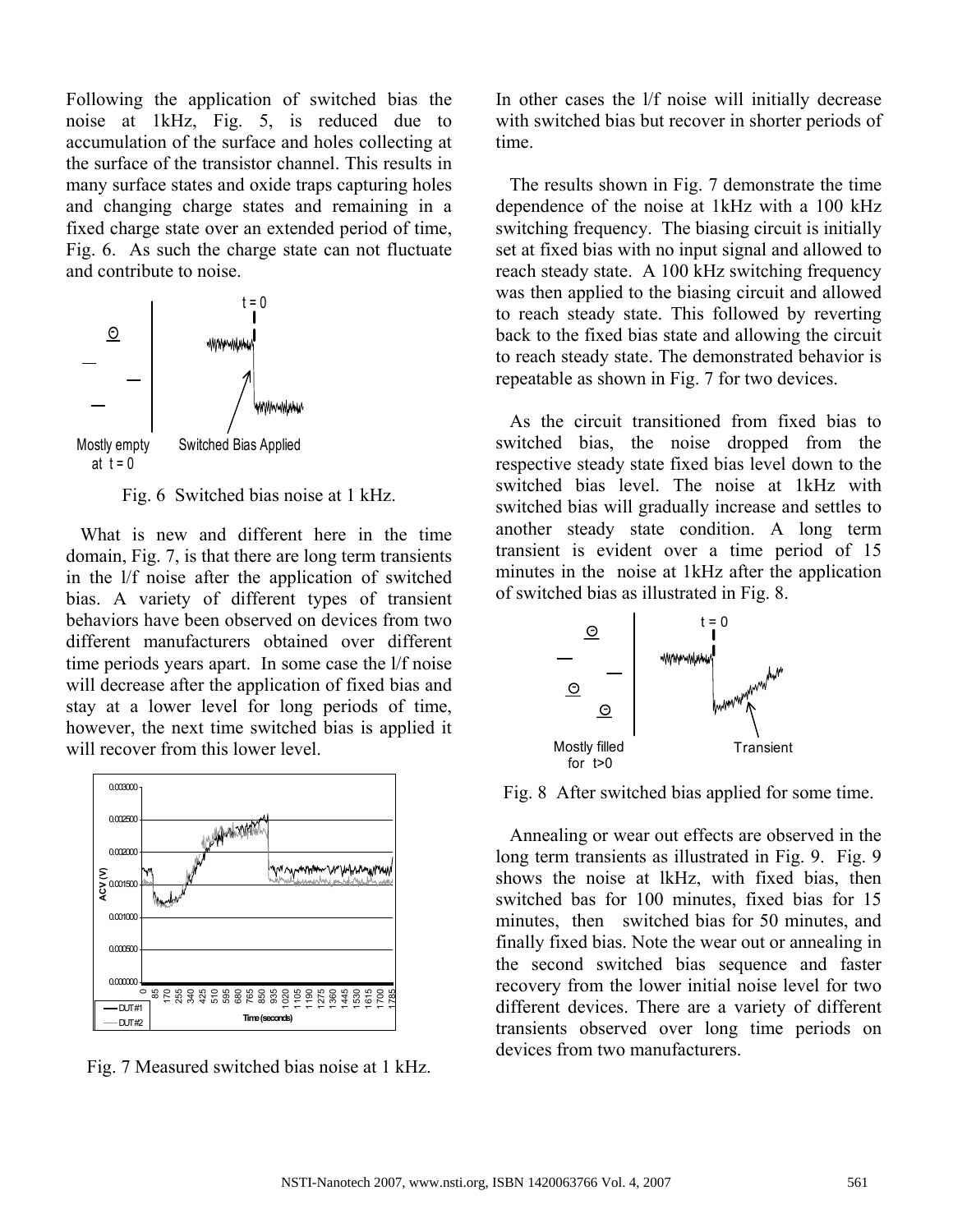Following the application of switched bias the noise at 1kHz, Fig. 5, is reduced due to accumulation of the surface and holes collecting at the surface of the transistor channel. This results in many surface states and oxide traps capturing holes and changing charge states and remaining in a fixed charge state over an extended period of time, Fig. 6. As such the charge state can not fluctuate and contribute to noise.

t = 0

Mostly empty at t = 0

Switched Bias Applied

Fig. 6 Switched bias noise at 1 kHz.

What is new and different here in the time domain, Fig. 7, is that there are long term transients in the l/f noise after the application of switched bias. A variety of different types of transient behaviors have been observed on devices from two different manufacturers obtained over different time periods years apart. In some case the l/f noise will decrease after the application of fixed bias and stay at a lower level for long periods of time, however, the next time switched bias is applied it will recover from this lower level.

ACV (V)

0.003000
0.002500
0.002000
0.001500
0.001000
0.000500
0.000000

0 85 170 255 340 425 510 595 680 765 850 935 1020 1105 1190 1275 1360 1445 1530 1615 1700 1785

Time (seconds)

DUT#1
DUT#2

Fig. 7 Measured switched bias noise at 1 kHz.

In other cases the l/f noise will initially decrease with switched bias but recover in shorter periods of time.

The results shown in Fig. 7 demonstrate the time dependence of the noise at 1kHz with a 100 kHz switching frequency. The biasing circuit is initially set at fixed bias with no input signal and allowed to reach steady state. A 100 kHz switching frequency was then applied to the biasing circuit and allowed to reach steady state. This followed by reverting back to the fixed bias state and allowing the circuit to reach steady state. The demonstrated behavior is repeatable as shown in Fig. 7 for two devices.

As the circuit transitioned from fixed bias to switched bias, the noise dropped from the respective steady state fixed bias level down to the switched bias level. The noise at 1kHz with switched bias will gradually increase and settles to another steady state condition. A long term transient is evident over a time period of 15 minutes in the noise at 1kHz after the application of switched bias as illustrated in Fig. 8.

t = 0

Mostly filled for t>0

Transient

Fig. 8 After switched bias applied for some time.

Annealing or wear out effects are observed in the long term transients as illustrated in Fig. 9. Fig. 9 shows the noise at lkHz, with fixed bias, then switched bas for 100 minutes, fixed bias for 15 minutes, then switched bias for 50 minutes, and finally fixed bias. Note the wear out or annealing in the second switched bias sequence and faster recovery from the lower initial noise level for two different devices. There are a variety of different transients observed over long time periods on devices from two manufacturers.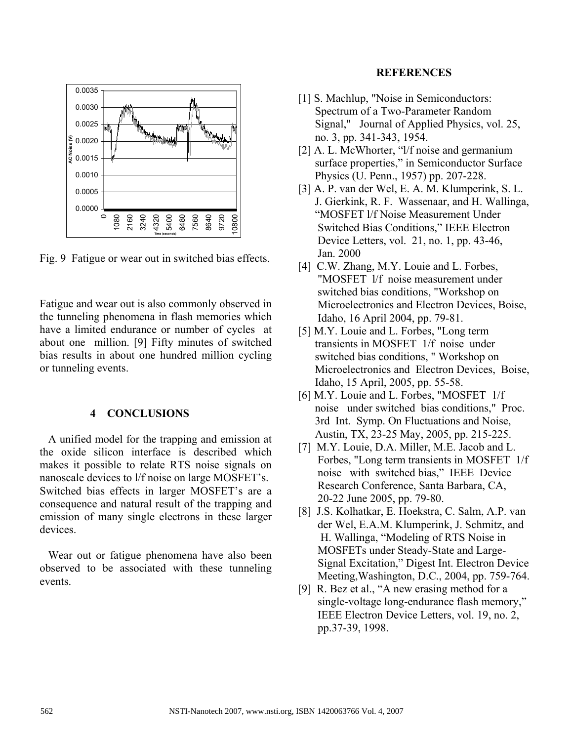0.0035
0.0030
0.0025
0.0020
0.0015
0.0010
0.0005
0.0000

AC Noise (V)

0
1080
2160
3240
4320
5400
6480
7560
8640
9720
10800

Time (seconds)

Fig. 9 Fatigue or wear out in switched bias effects.

Fatigue and wear out is also commonly observed in the tunneling phenomena in flash memories which have a limited endurance or number of cycles at about one million. [9] Fifty minutes of switched bias results in about one hundred million cycling or tunneling events.

## 4 CONCLUSIONS

A unified model for the trapping and emission at the oxide silicon interface is described which makes it possible to relate RTS noise signals on nanoscale devices to l/f noise on large MOSFET's. Switched bias effects in larger MOSFET's are a consequence and natural result of the trapping and emission of many single electrons in these larger devices.

Wear out or fatigue phenomena have also been observed to be associated with these tunneling events.

## REFERENCES

[1] S. Machlup, "Noise in Semiconductors: Spectrum of a Two-Parameter Random Signal," Journal of Applied Physics, vol. 25, no. 3, pp. 341-343, 1954.

[2] A. L. McWhorter, "l/f noise and germanium surface properties," in Semiconductor Surface Physics (U. Penn., 1957) pp. 207-228.

[3] A. P. van der Wel, E. A. M. Klumperink, S. L. J. Gierkink, R. F. Wassenaar, and H. Wallinga, "MOSFET l/f Noise Measurement Under Switched Bias Conditions," IEEE Electron Device Letters, vol. 21, no. 1, pp. 43-46, Jan. 2000

[4] C.W. Zhang, M.Y. Louie and L. Forbes, "MOSFET l/f noise measurement under switched bias conditions, "Workshop on Microelectronics and Electron Devices, Boise, Idaho, 16 April 2004, pp. 79-81.

[5] M.Y. Louie and L. Forbes, "Long term transients in MOSFET 1/f noise under switched bias conditions, " Workshop on Microelectronics and Electron Devices, Boise, Idaho, 15 April, 2005, pp. 55-58.

[6] M.Y. Louie and L. Forbes, "MOSFET 1/f noise under switched bias conditions," Proc. 3rd Int. Symp. On Fluctuations and Noise, Austin, TX, 23-25 May, 2005, pp. 215-225.

[7] M.Y. Louie, D.A. Miller, M.E. Jacob and L. Forbes, "Long term transients in MOSFET 1/f noise with switched bias," IEEE Device Research Conference, Santa Barbara, CA, 20-22 June 2005, pp. 79-80.

[8] J.S. Kolhatkar, E. Hoekstra, C. Salm, A.P. van der Wel, E.A.M. Klumperink, J. Schmitz, and H. Wallinga, "Modeling of RTS Noise in MOSFETs under Steady-State and Large-Signal Excitation," Digest Int. Electron Device Meeting,Washington, D.C., 2004, pp. 759-764.

[9] R. Bez et al., "A new erasing method for a single-voltage long-endurance flash memory," IEEE Electron Device Letters, vol. 19, no. 2, pp.37-39, 1998.